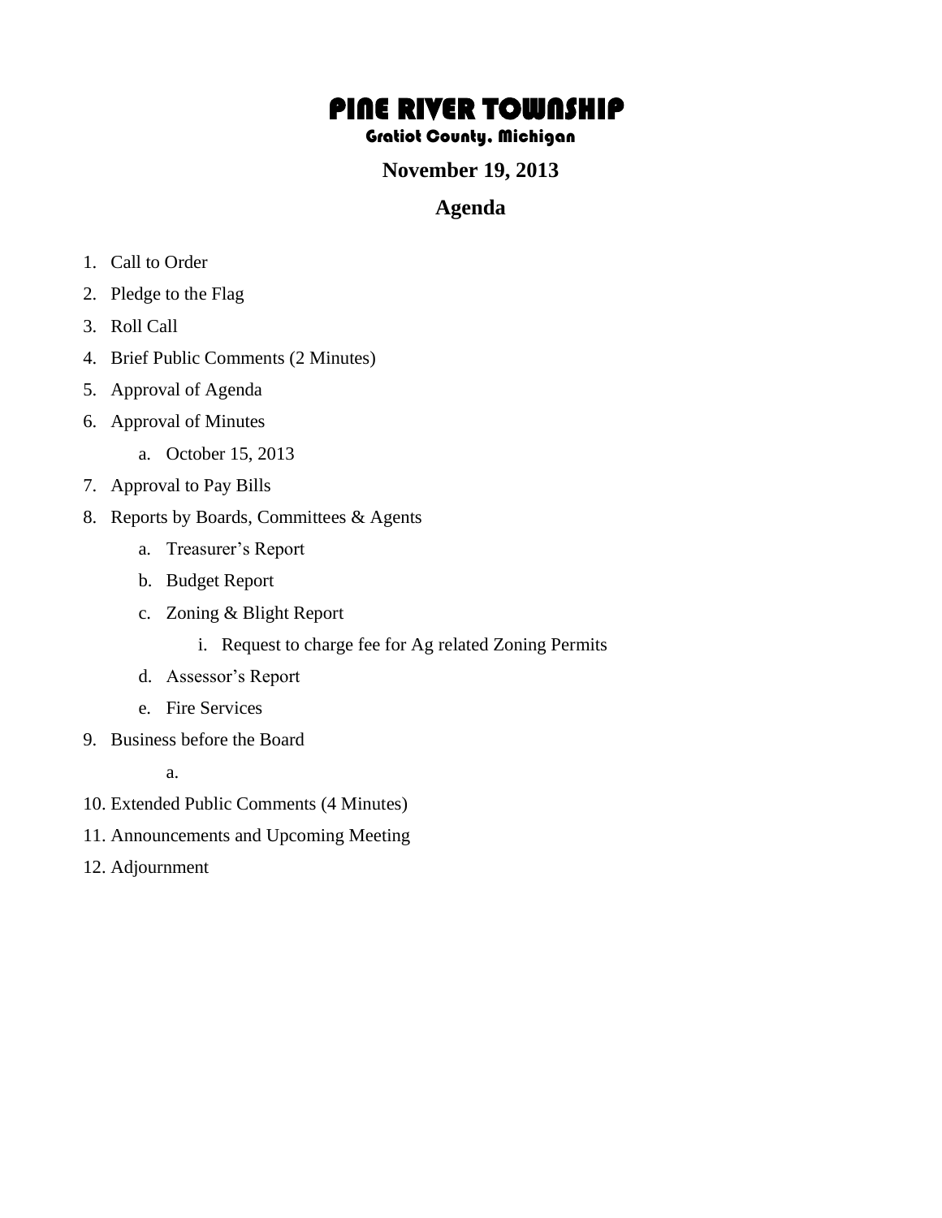# PINE RIVER TOWNSHIP

## Gratiot County, Michigan

**November 19, 2013**

## Agenda

1. Call to Order
2. Pledge to the Flag
3. Roll Call
4. Brief Public Comments (2 Minutes)
5. Approval of Agenda
6. Approval of Minutes
   a. October 15, 2013
7. Approval to Pay Bills
8. Reports by Boards, Committees & Agents
   a. Treasurer's Report
   b. Budget Report
   c. Zoning & Blight Report
      i. Request to charge fee for Ag related Zoning Permits
   d. Assessor's Report
   e. Fire Services
9. Business before the Board
   a.
10. Extended Public Comments (4 Minutes)
11. Announcements and Upcoming Meeting
12. Adjournment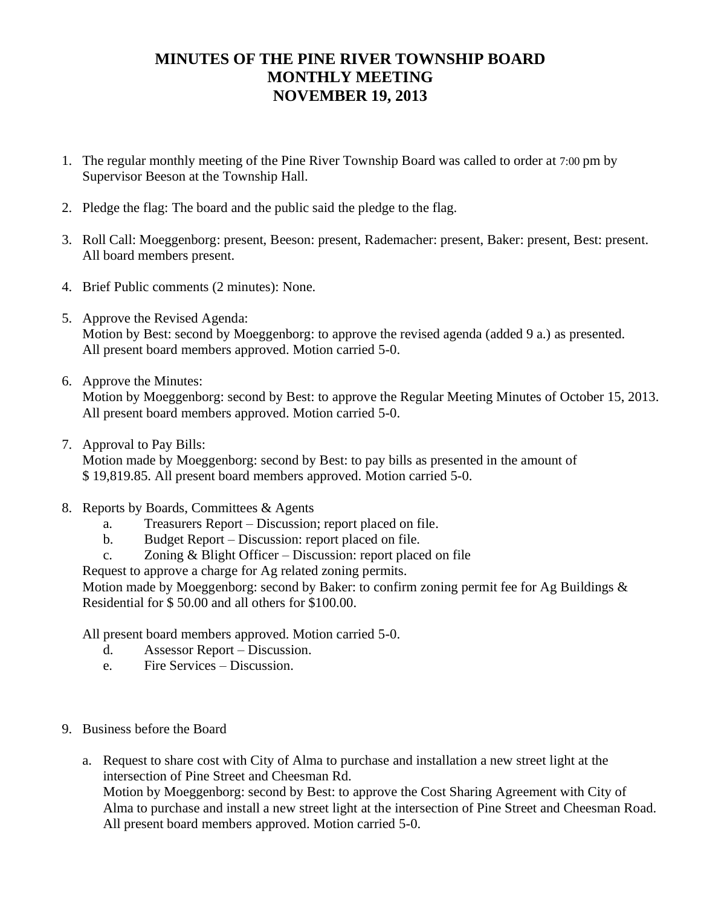# MINUTES OF THE PINE RIVER TOWNSHIP BOARD MONTHLY MEETING NOVEMBER 19, 2013

1. The regular monthly meeting of the Pine River Township Board was called to order at 7:00 pm by Supervisor Beeson at the Township Hall.

2. Pledge the flag: The board and the public said the pledge to the flag.

3. Roll Call: Moeggenborg: present, Beeson: present, Rademacher: present, Baker: present, Best: present. All board members present.

4. Brief Public comments (2 minutes): None.

5. Approve the Revised Agenda:
   Motion by Best: second by Moeggenborg: to approve the revised agenda (added 9 a.) as presented. All present board members approved. Motion carried 5-0.

6. Approve the Minutes:
   Motion by Moeggenborg: second by Best: to approve the Regular Meeting Minutes of October 15, 2013. All present board members approved. Motion carried 5-0.

7. Approval to Pay Bills:
   Motion made by Moeggenborg: second by Best: to pay bills as presented in the amount of $ 19,819.85. All present board members approved. Motion carried 5-0.

8. Reports by Boards, Committees & Agents
   a. Treasurers Report – Discussion; report placed on file.
   b. Budget Report – Discussion: report placed on file.
   c. Zoning & Blight Officer – Discussion: report placed on file

   Request to approve a charge for Ag related zoning permits.
   Motion made by Moeggenborg: second by Baker: to confirm zoning permit fee for Ag Buildings & Residential for $ 50.00 and all others for $100.00.

   All present board members approved. Motion carried 5-0.
   d. Assessor Report – Discussion.
   e. Fire Services – Discussion.

9. Business before the Board

   a. Request to share cost with City of Alma to purchase and installation a new street light at the intersection of Pine Street and Cheesman Rd.
      Motion by Moeggenborg: second by Best: to approve the Cost Sharing Agreement with City of Alma to purchase and install a new street light at the intersection of Pine Street and Cheesman Road. All present board members approved. Motion carried 5-0.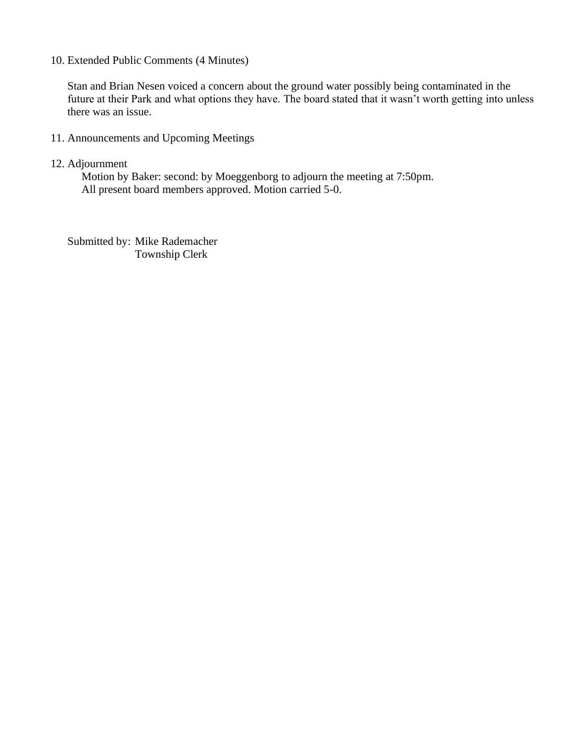10. Extended Public Comments (4 Minutes)

    Stan and Brian Nesen voiced a concern about the ground water possibly being contaminated in the future at their Park and what options they have. The board stated that it wasn't worth getting into unless there was an issue.

11. Announcements and Upcoming Meetings

12. Adjournment

    Motion by Baker: second: by Moeggenborg to adjourn the meeting at 7:50pm.
    All present board members approved. Motion carried 5-0.

Submitted by: Mike Rademacher
Township Clerk